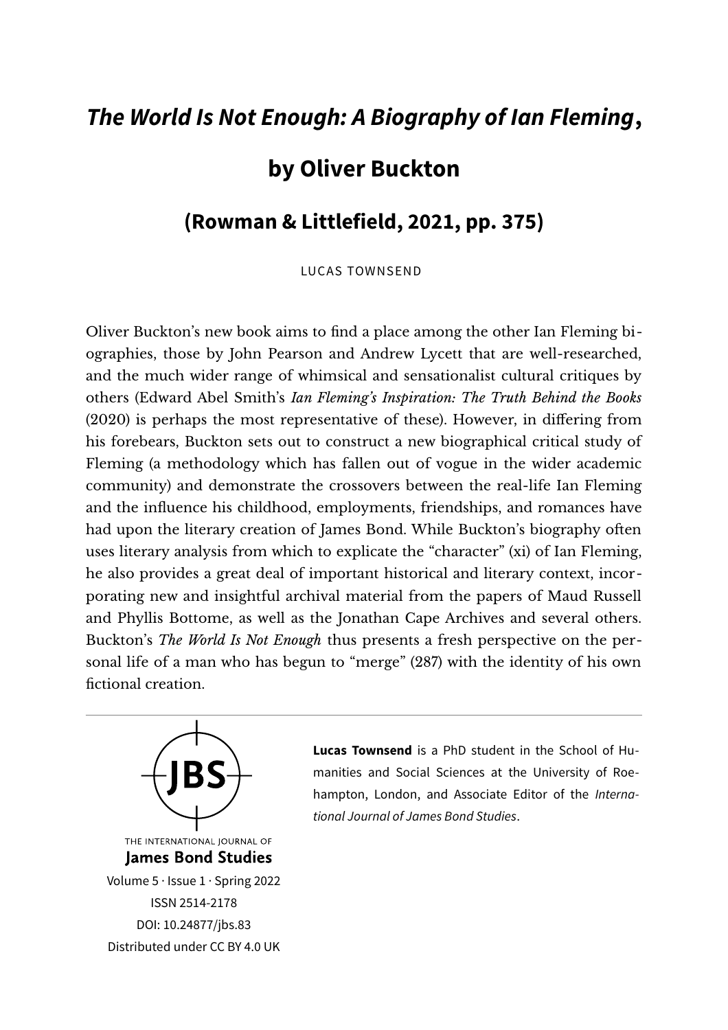# *The World Is Not Enough: A Biography of Ian Fleming*, by Oliver Buckton

## (Rowman & Littlefield, 2021, pp. 375)

LUCAS TOWNSEND

Oliver Buckton's new book aims to find a place among the other Ian Fleming biographies, those by John Pearson and Andrew Lycett that are well-researched, and the much wider range of whimsical and sensationalist cultural critiques by others (Edward Abel Smith's *Ian Fleming's Inspiration: The Truth Behind the Books* (2020) is perhaps the most representative of these). However, in differing from his forebears, Buckton sets out to construct a new biographical critical study of Fleming (a methodology which has fallen out of vogue in the wider academic community) and demonstrate the crossovers between the real-life Ian Fleming and the influence his childhood, employments, friendships, and romances have had upon the literary creation of James Bond. While Buckton's biography often uses literary analysis from which to explicate the "character" (xi) of Ian Fleming, he also provides a great deal of important historical and literary context, incorporating new and insightful archival material from the papers of Maud Russell and Phyllis Bottome, as well as the Jonathan Cape Archives and several others. Buckton's *The World Is Not Enough* thus presents a fresh perspective on the personal life of a man who has begun to "merge" (287) with the identity of his own fictional creation.

---

THE INTERNATIONAL JOURNAL OF
**James Bond Studies**
Volume 5 · Issue 1 · Spring 2022
ISSN 2514-2178
DOI: 10.24877/jbs.83
Distributed under CC BY 4.0 UK

**Lucas Townsend** is a PhD student in the School of Humanities and Social Sciences at the University of Roehampton, London, and Associate Editor of the *International Journal of James Bond Studies*.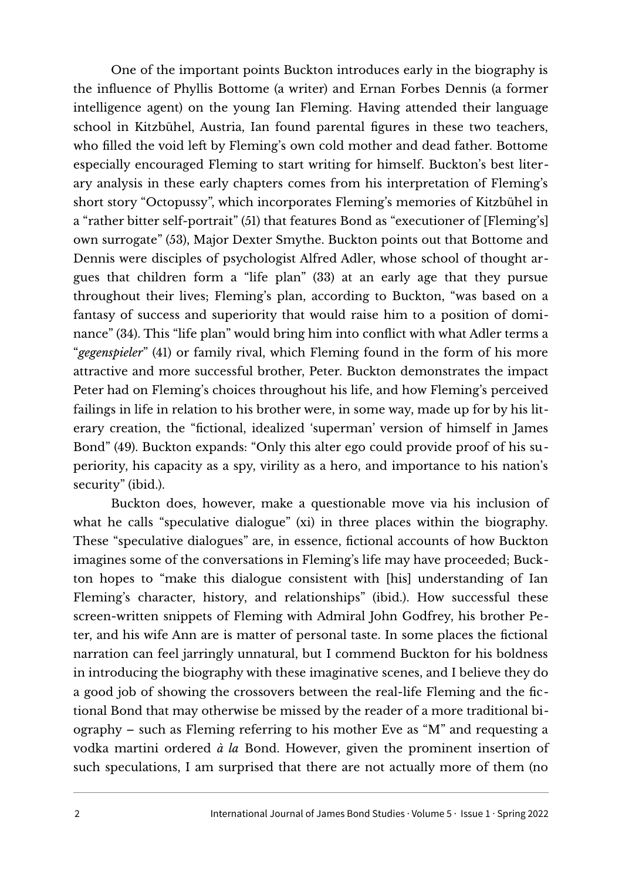One of the important points Buckton introduces early in the biography is the influence of Phyllis Bottome (a writer) and Ernan Forbes Dennis (a former intelligence agent) on the young Ian Fleming. Having attended their language school in Kitzbühel, Austria, Ian found parental figures in these two teachers, who filled the void left by Fleming's own cold mother and dead father. Bottome especially encouraged Fleming to start writing for himself. Buckton's best literary analysis in these early chapters comes from his interpretation of Fleming's short story "Octopussy", which incorporates Fleming's memories of Kitzbühel in a "rather bitter self-portrait" (51) that features Bond as "executioner of [Fleming's] own surrogate" (53), Major Dexter Smythe. Buckton points out that Bottome and Dennis were disciples of psychologist Alfred Adler, whose school of thought argues that children form a "life plan" (33) at an early age that they pursue throughout their lives; Fleming's plan, according to Buckton, "was based on a fantasy of success and superiority that would raise him to a position of dominance" (34). This "life plan" would bring him into conflict with what Adler terms a "*gegenspieler*" (41) or family rival, which Fleming found in the form of his more attractive and more successful brother, Peter. Buckton demonstrates the impact Peter had on Fleming's choices throughout his life, and how Fleming's perceived failings in life in relation to his brother were, in some way, made up for by his literary creation, the "fictional, idealized 'superman' version of himself in James Bond" (49). Buckton expands: "Only this alter ego could provide proof of his superiority, his capacity as a spy, virility as a hero, and importance to his nation's security" (ibid.).

Buckton does, however, make a questionable move via his inclusion of what he calls "speculative dialogue" (xi) in three places within the biography. These "speculative dialogues" are, in essence, fictional accounts of how Buckton imagines some of the conversations in Fleming's life may have proceeded; Buckton hopes to "make this dialogue consistent with [his] understanding of Ian Fleming's character, history, and relationships" (ibid.). How successful these screen-written snippets of Fleming with Admiral John Godfrey, his brother Peter, and his wife Ann are is matter of personal taste. In some places the fictional narration can feel jarringly unnatural, but I commend Buckton for his boldness in introducing the biography with these imaginative scenes, and I believe they do a good job of showing the crossovers between the real-life Fleming and the fictional Bond that may otherwise be missed by the reader of a more traditional biography – such as Fleming referring to his mother Eve as "M" and requesting a vodka martini ordered *à la* Bond. However, given the prominent insertion of such speculations, I am surprised that there are not actually more of them (no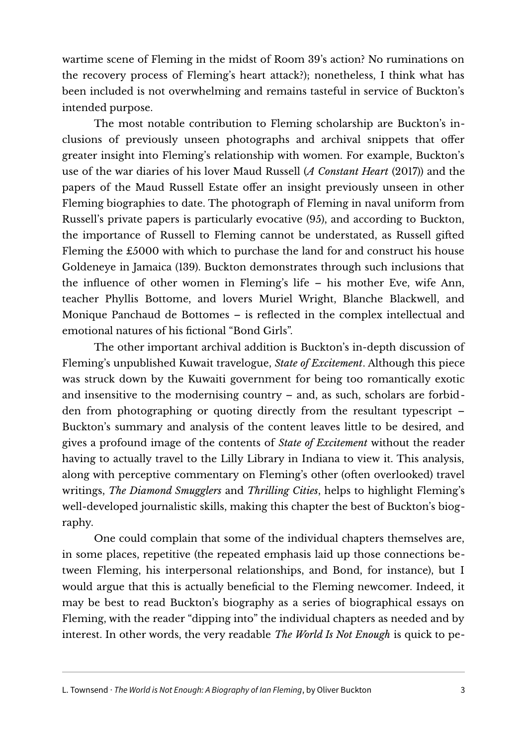wartime scene of Fleming in the midst of Room 39's action? No ruminations on the recovery process of Fleming's heart attack?); nonetheless, I think what has been included is not overwhelming and remains tasteful in service of Buckton's intended purpose.

The most notable contribution to Fleming scholarship are Buckton's inclusions of previously unseen photographs and archival snippets that offer greater insight into Fleming's relationship with women. For example, Buckton's use of the war diaries of his lover Maud Russell (*A Constant Heart* (2017)) and the papers of the Maud Russell Estate offer an insight previously unseen in other Fleming biographies to date. The photograph of Fleming in naval uniform from Russell's private papers is particularly evocative (95), and according to Buckton, the importance of Russell to Fleming cannot be understated, as Russell gifted Fleming the £5000 with which to purchase the land for and construct his house Goldeneye in Jamaica (139). Buckton demonstrates through such inclusions that the influence of other women in Fleming's life – his mother Eve, wife Ann, teacher Phyllis Bottome, and lovers Muriel Wright, Blanche Blackwell, and Monique Panchaud de Bottomes – is reflected in the complex intellectual and emotional natures of his fictional "Bond Girls".

The other important archival addition is Buckton's in-depth discussion of Fleming's unpublished Kuwait travelogue, *State of Excitement*. Although this piece was struck down by the Kuwaiti government for being too romantically exotic and insensitive to the modernising country – and, as such, scholars are forbidden from photographing or quoting directly from the resultant typescript – Buckton's summary and analysis of the content leaves little to be desired, and gives a profound image of the contents of *State of Excitement* without the reader having to actually travel to the Lilly Library in Indiana to view it. This analysis, along with perceptive commentary on Fleming's other (often overlooked) travel writings, *The Diamond Smugglers* and *Thrilling Cities*, helps to highlight Fleming's well-developed journalistic skills, making this chapter the best of Buckton's biography.

One could complain that some of the individual chapters themselves are, in some places, repetitive (the repeated emphasis laid up those connections between Fleming, his interpersonal relationships, and Bond, for instance), but I would argue that this is actually beneficial to the Fleming newcomer. Indeed, it may be best to read Buckton's biography as a series of biographical essays on Fleming, with the reader "dipping into" the individual chapters as needed and by interest. In other words, the very readable *The World Is Not Enough* is quick to pe-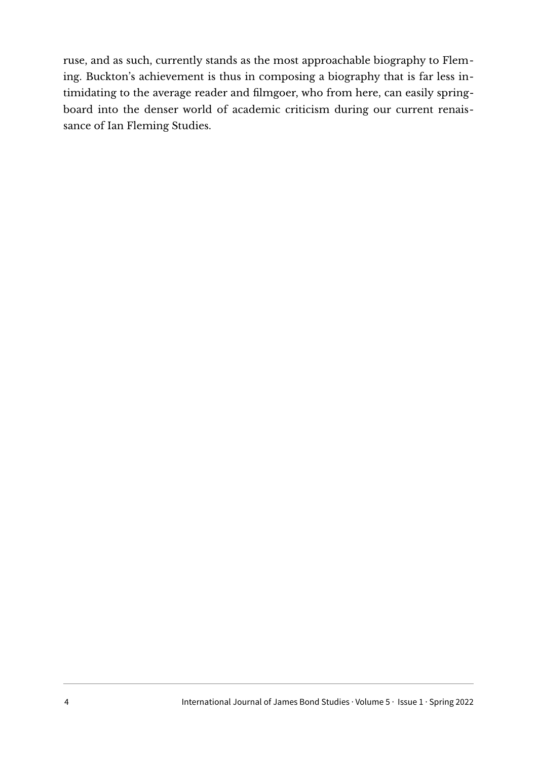ruse, and as such, currently stands as the most approachable biography to Fleming. Buckton's achievement is thus in composing a biography that is far less intimidating to the average reader and filmgoer, who from here, can easily springboard into the denser world of academic criticism during our current renaissance of Ian Fleming Studies.